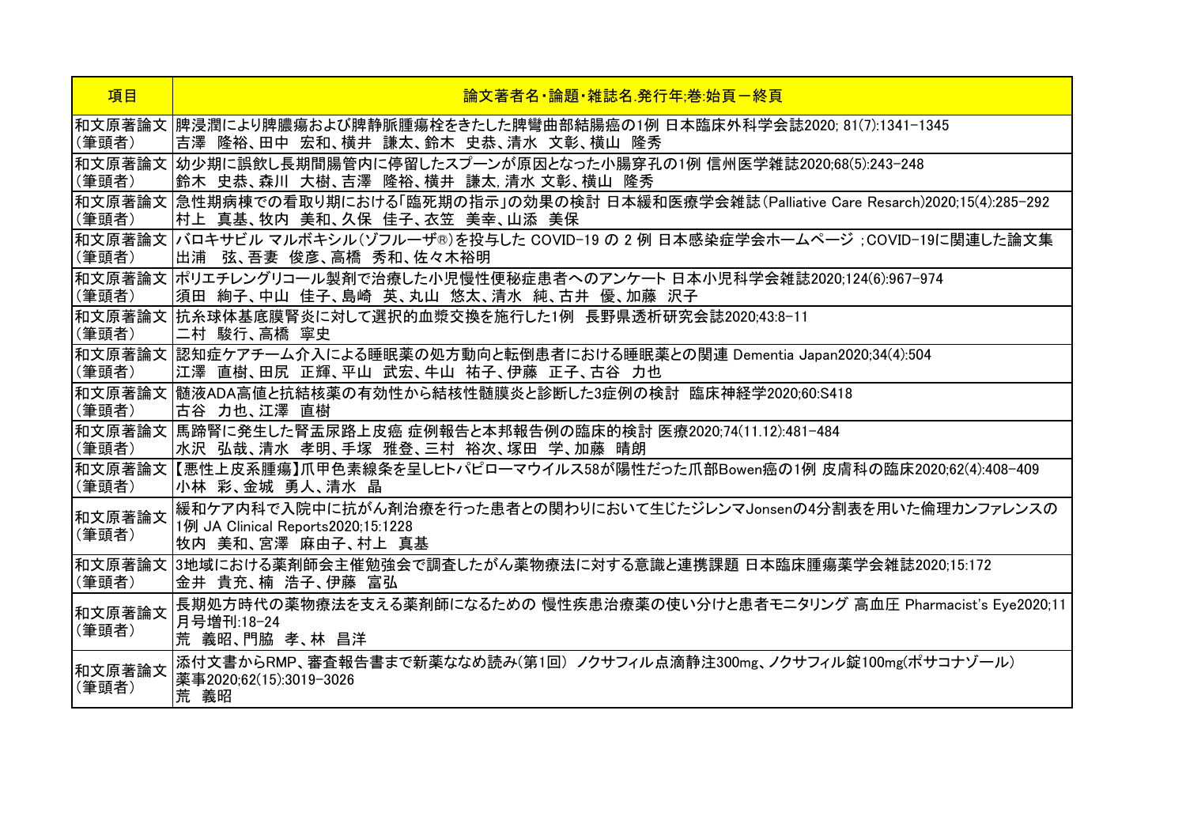| 項目 | 論文著者名・論題・雑誌名.発行年;巻:始頁－終頁 |
|---|---|
| 和文原著論文(筆頭者) | 脾浸潤により脾膿瘍および脾静脈腫瘍栓をきたした脾彎曲部結腸癌の1例 日本臨床外科学会誌2020; 81(7):1341-1345<br>吉澤　隆裕、田中　宏和、横井　謙太、鈴木　史恭、清水　文彰、横山　隆秀 |
| 和文原著論文(筆頭者) | 幼少期に誤飲し長期間腸管内に停留したスプーンが原因となった小腸穿孔の1例 信州医学雑誌2020;68(5):243-248<br>鈴木　史恭、森川　大樹、吉澤　隆裕、横井　謙太, 清水 文彰、横山　隆秀 |
| 和文原著論文(筆頭者) | 急性期病棟での看取り期における「臨死期の指示」の効果の検討 日本緩和医療学会雑誌(Palliative Care Resarch)2020;15(4):285-292<br>村上　真基、牧内　美和、久保　佳子、衣笠　美幸、山添　美保 |
| 和文原著論文(筆頭者) | バロキサビル マルボキシル(ゾフルーザ®)を投与した COVID-19 の 2 例 日本感染症学会ホームページ ;COVID-19に関連した論文集<br>出浦　弦、吾妻　俊彦、高橋　秀和、佐々木裕明 |
| 和文原著論文(筆頭者) | ポリエチレングリコール製剤で治療した小児慢性便秘症患者へのアンケート 日本小児科学会雑誌2020;124(6):967-974<br>須田　絢子、中山　佳子、島崎　英、丸山　悠太、清水　純、古井　優、加藤　沢子 |
| 和文原著論文(筆頭者) | 抗糸球体基底膜腎炎に対して選択的血漿交換を施行した1例　長野県透析研究会誌2020;43:8-11<br>二村　駿行、高橋　寧史 |
| 和文原著論文(筆頭者) | 認知症ケアチーム介入による睡眠薬の処方動向と転倒患者における睡眠薬との関連 Dementia Japan2020;34(4):504<br>江澤　直樹、田尻　正輝、平山　武宏、牛山　祐子、伊藤　正子、古谷　力也 |
| 和文原著論文(筆頭者) | 髄液ADA高値と抗結核薬の有効性から結核性髄膜炎と診断した3症例の検討　臨床神経学2020;60:S418<br>古谷　力也、江澤　直樹 |
| 和文原著論文(筆頭者) | 馬蹄腎に発生した腎盂尿路上皮癌 症例報告と本邦報告例の臨床的検討 医療2020;74(11.12):481-484<br>水沢　弘哉、清水　孝明、手塚　雅登、三村　裕次、塚田　学、加藤　晴朗 |
| 和文原著論文(筆頭者) | 【悪性上皮系腫瘍】爪甲色素線条を呈しヒトパピローマウイルス58が陽性だった爪部Bowen癌の1例 皮膚科の臨床2020;62(4):408-409<br>小林　彩、金城　勇人、清水　晶 |
| 和文原著論文(筆頭者) | 緩和ケア内科で入院中に抗がん剤治療を行った患者との関わりにおいて生じたジレンマJonsenの4分割表を用いた倫理カンファレンスの1例 JA Clinical Reports2020;15:1228<br>牧内　美和、宮澤　麻由子、村上　真基 |
| 和文原著論文(筆頭者) | 3地域における薬剤師会主催勉強会で調査したがん薬物療法に対する意識と連携課題 日本臨床腫瘍薬学会雑誌2020;15:172<br>金井　貴充、楠　浩子、伊藤　富弘 |
| 和文原著論文(筆頭者) | 長期処方時代の薬物療法を支える薬剤師になるための 慢性疾患治療薬の使い分けと患者モニタリング 高血圧 Pharmacist's Eye2020;11月号増刊:18-24<br>荒　義昭、門脇　孝、林　昌洋 |
| 和文原著論文(筆頭者) | 添付文書からRMP、審査報告書まで新薬ななめ読み(第1回)　ノクサフィル点滴静注300mg、ノクサフィル錠100mg(ポサコナゾール)<br>薬事2020;62(15):3019-3026<br>荒　義昭 |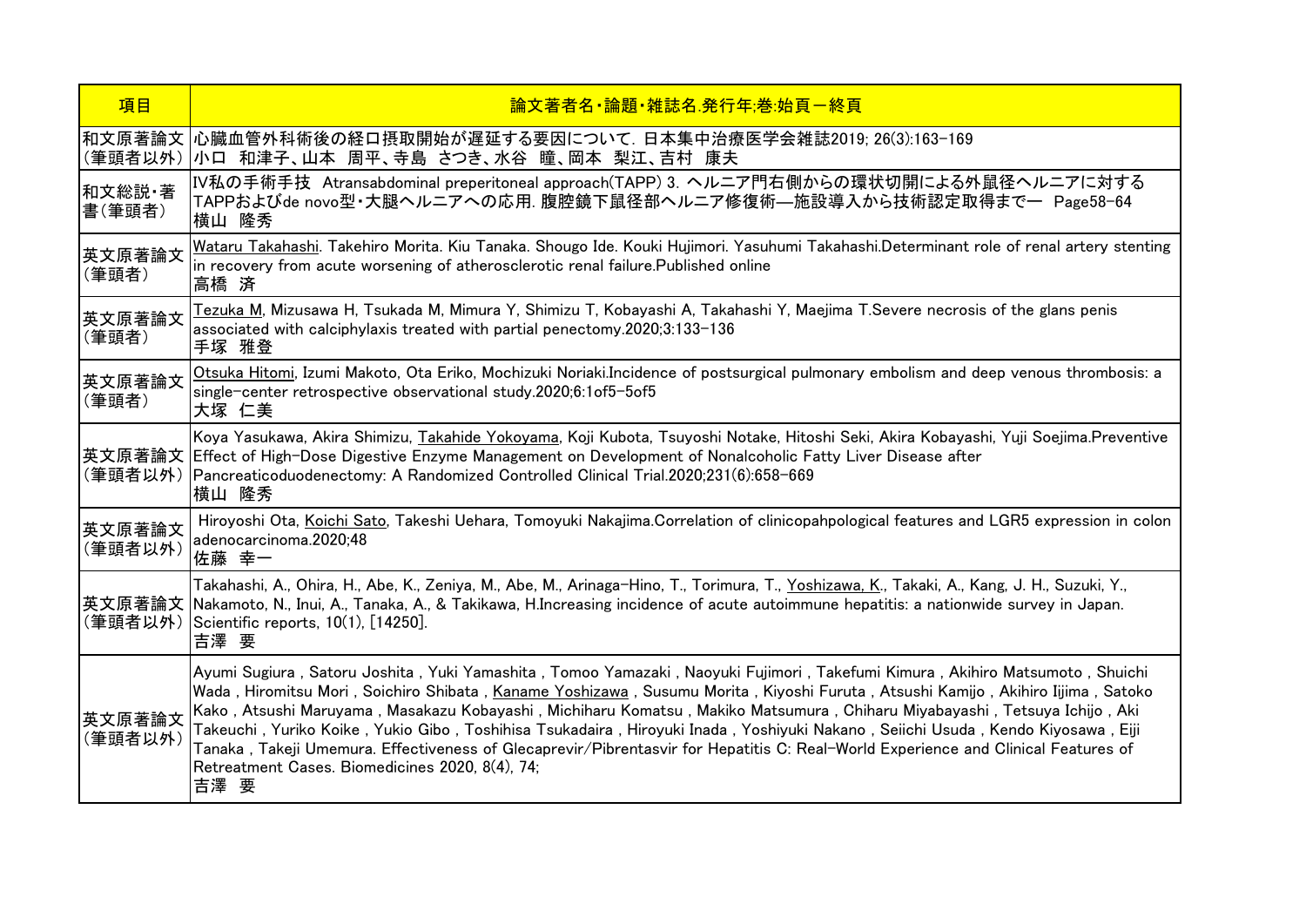| 項目 | 論文著者名・論題・雑誌名.発行年;巻:始頁ー終頁 |
|---|---|
| 和文原著論文（筆頭者以外） | 心臓血管外科術後の経口摂取開始が遅延する要因について. 日本集中治療医学会雑誌2019; 26(3):163-169<br>小口　和津子、山本　周平、寺島　さつき、水谷　瞳、岡本　梨江、吉村　康夫 |
| 和文総説・著書（筆頭者） | IV私の手術手技　Atransabdominal preperitoneal approach(TAPP) 3. ヘルニア門右側からの環状切開による外鼠径ヘルニアに対するTAPPおよびde novo型・大腿ヘルニアへの応用. 腹腔鏡下鼠径部ヘルニア修復術―施設導入から技術認定取得まで―　Page58-64<br>横山　隆秀 |
| 英文原著論文（筆頭者） | Wataru Takahashi. Takehiro Morita. Kiu Tanaka. Shougo Ide. Kouki Hujimori. Yasuhumi Takahashi.Determinant role of renal artery stenting in recovery from acute worsening of atherosclerotic renal failure.Published online<br>高橋　済 |
| 英文原著論文（筆頭者） | Tezuka M, Mizusawa H, Tsukada M, Mimura Y, Shimizu T, Kobayashi A, Takahashi Y, Maejima T.Severe necrosis of the glans penis associated with calciphylaxis treated with partial penectomy.2020;3:133-136<br>手塚　雅登 |
| 英文原著論文（筆頭者） | Otsuka Hitomi, Izumi Makoto, Ota Eriko, Mochizuki Noriaki.Incidence of postsurgical pulmonary embolism and deep venous thrombosis: a single-center retrospective observational study.2020;6:1of5-5of5<br>大塚　仁美 |
| 英文原著論文（筆頭者以外） | Koya Yasukawa, Akira Shimizu, Takahide Yokoyama, Koji Kubota, Tsuyoshi Notake, Hitoshi Seki, Akira Kobayashi, Yuji Soejima.Preventive Effect of High-Dose Digestive Enzyme Management on Development of Nonalcoholic Fatty Liver Disease after Pancreaticoduodenectomy: A Randomized Controlled Clinical Trial.2020;231(6):658-669<br>横山　隆秀 |
| 英文原著論文（筆頭者以外） | Hiroyoshi Ota, Koichi Sato, Takeshi Uehara, Tomoyuki Nakajima.Correlation of clinicopahpological features and LGR5 expression in colon adenocarcinoma.2020;48<br>佐藤　幸一 |
| 英文原著論文（筆頭者以外） | Takahashi, A., Ohira, H., Abe, K., Zeniya, M., Abe, M., Arinaga-Hino, T., Torimura, T., Yoshizawa, K., Takaki, A., Kang, J. H., Suzuki, Y., Nakamoto, N., Inui, A., Tanaka, A., & Takikawa, H.Increasing incidence of acute autoimmune hepatitis: a nationwide survey in Japan. Scientific reports, 10(1), [14250].<br>吉澤　要 |
| 英文原著論文（筆頭者以外） | Ayumi Sugiura , Satoru Joshita , Yuki Yamashita , Tomoo Yamazaki , Naoyuki Fujimori , Takefumi Kimura , Akihiro Matsumoto , Shuichi Wada , Hiromitsu Mori , Soichiro Shibata , Kaname Yoshizawa , Susumu Morita , Kiyoshi Furuta , Atsushi Kamijo , Akihiro Iijima , Satoko Kako , Atsushi Maruyama , Masakazu Kobayashi , Michiharu Komatsu , Makiko Matsumura , Chiharu Miyabayashi , Tetsuya Ichijo , Aki Takeuchi , Yuriko Koike , Yukio Gibo , Toshihisa Tsukadaira , Hiroyuki Inada , Yoshiyuki Nakano , Seiichi Usuda , Kendo Kiyosawa , Eiji Tanaka , Takeji Umemura. Effectiveness of Glecaprevir/Pibrentasvir for Hepatitis C: Real-World Experience and Clinical Features of Retreatment Cases. Biomedicines 2020, 8(4), 74;<br>吉澤　要 |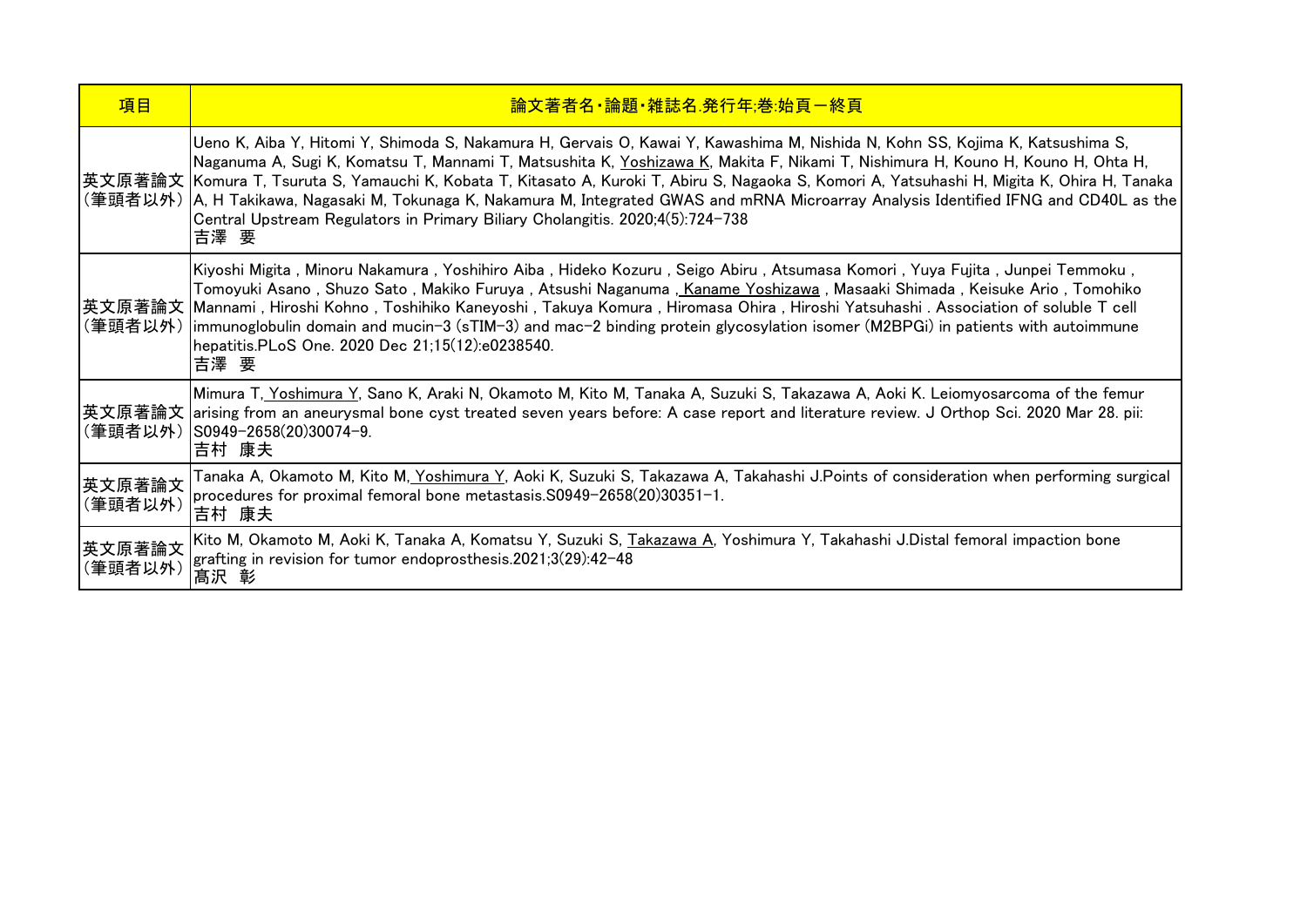| 項目 | 論文著者名・論題・雑誌名.発行年;巻:始頁－終頁 |
| --- | --- |
| 英文原著論文(筆頭者以外) | Ueno K, Aiba Y, Hitomi Y, Shimoda S, Nakamura H, Gervais O, Kawai Y, Kawashima M, Nishida N, Kohn SS, Kojima K, Katsushima S, Naganuma A, Sugi K, Komatsu T, Mannami T, Matsushita K, Yoshizawa K, Makita F, Nikami T, Nishimura H, Kouno H, Kouno H, Ohta H, Komura T, Tsuruta S, Yamauchi K, Kobata T, Kitasato A, Kuroki T, Abiru S, Nagaoka S, Komori A, Yatsuhashi H, Migita K, Ohira H, Tanaka A, H Takikawa, Nagasaki M, Tokunaga K, Nakamura M, Integrated GWAS and mRNA Microarray Analysis Identified IFNG and CD40L as the Central Upstream Regulators in Primary Biliary Cholangitis. 2020;4(5):724-738<br>吉澤 要 |
| 英文原著論文(筆頭者以外) | Kiyoshi Migita , Minoru Nakamura , Yoshihiro Aiba , Hideko Kozuru , Seigo Abiru , Atsumasa Komori , Yuya Fujita , Junpei Temmoku , Tomoyuki Asano , Shuzo Sato , Makiko Furuya , Atsushi Naganuma , Kaname Yoshizawa , Masaaki Shimada , Keisuke Ario , Tomohiko Mannami , Hiroshi Kohno , Toshihiko Kaneyoshi , Takuya Komura , Hiromasa Ohira , Hiroshi Yatsuhashi . Association of soluble T cell immunoglobulin domain and mucin-3 (sTIM-3) and mac-2 binding protein glycosylation isomer (M2BPGi) in patients with autoimmune hepatitis.PLoS One. 2020 Dec 21;15(12):e0238540.<br>吉澤 要 |
| 英文原著論文(筆頭者以外) | Mimura T, Yoshimura Y, Sano K, Araki N, Okamoto M, Kito M, Tanaka A, Suzuki S, Takazawa A, Aoki K. Leiomyosarcoma of the femur arising from an aneurysmal bone cyst treated seven years before: A case report and literature review. J Orthop Sci. 2020 Mar 28. pii: S0949-2658(20)30074-9.<br>吉村 康夫 |
| 英文原著論文(筆頭者以外) | Tanaka A, Okamoto M, Kito M, Yoshimura Y, Aoki K, Suzuki S, Takazawa A, Takahashi J.Points of consideration when performing surgical procedures for proximal femoral bone metastasis.S0949-2658(20)30351-1.<br>吉村 康夫 |
| 英文原著論文(筆頭者以外) | Kito M, Okamoto M, Aoki K, Tanaka A, Komatsu Y, Suzuki S, Takazawa A, Yoshimura Y, Takahashi J.Distal femoral impaction bone grafting in revision for tumor endoprosthesis.2021;3(29):42-48<br>髙沢 彰 |